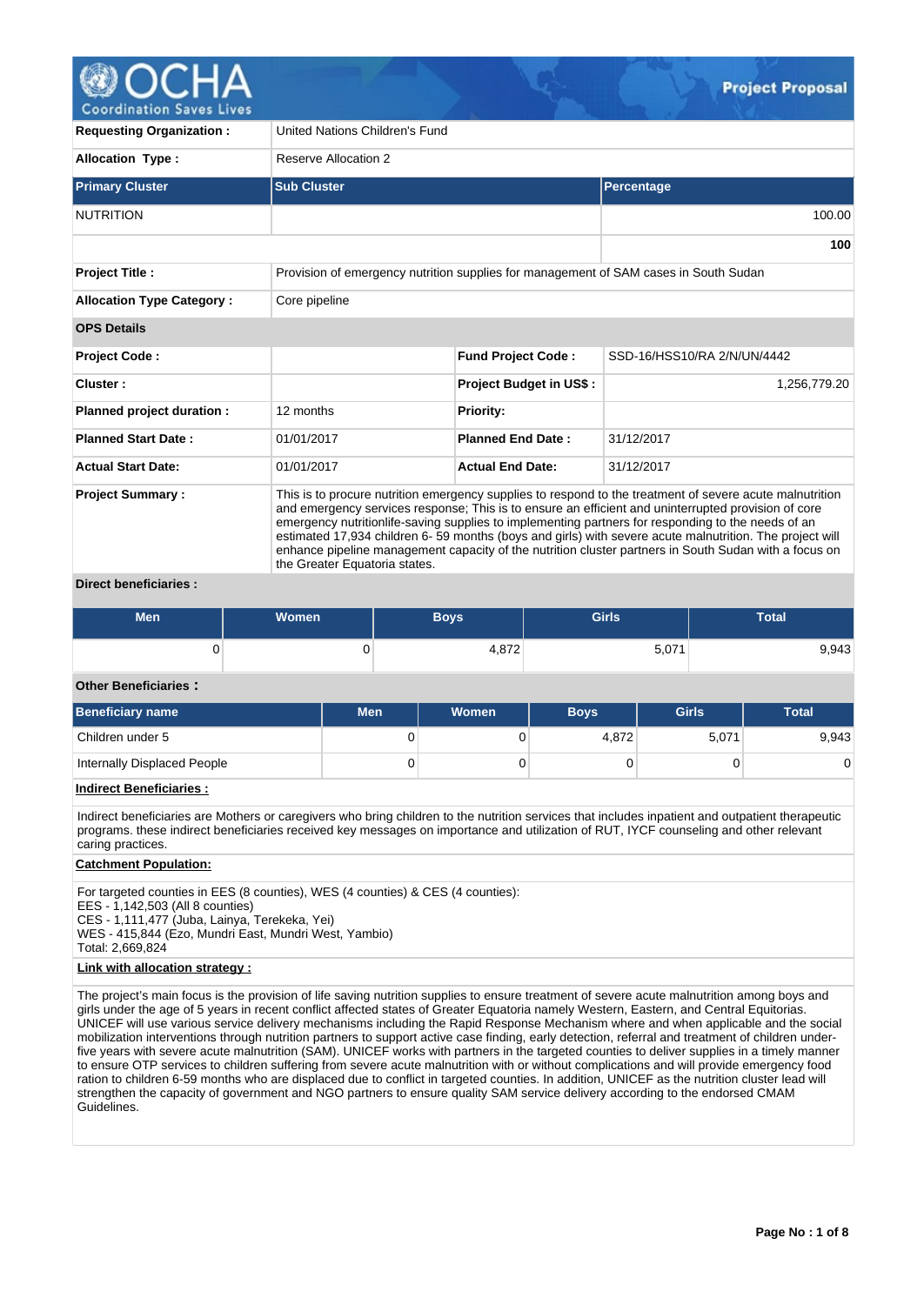# Project Proposal

| | | | |
|---|---|---|---|
| **Requesting Organization :** | United Nations Children's Fund | | |
| **Allocation Type :** | Reserve Allocation 2 | | |

| Primary Cluster | Sub Cluster | Percentage |
|---|---|---|
| NUTRITION | | 100.00 |
| | | **100** |

| | | | |
|---|---|---|---|
| **Project Title :** | Provision of emergency nutrition supplies for management of SAM cases in South Sudan | | |
| **Allocation Type Category :** | Core pipeline | | |

**OPS Details**

| | | | |
|---|---|---|---|
| **Project Code :** | | **Fund Project Code :** | SSD-16/HSS10/RA 2/N/UN/4442 |
| **Cluster :** | | **Project Budget in US$ :** | 1,256,779.20 |
| **Planned project duration :** | 12 months | **Priority:** | |
| **Planned Start Date :** | 01/01/2017 | **Planned End Date :** | 31/12/2017 |
| **Actual Start Date:** | 01/01/2017 | **Actual End Date:** | 31/12/2017 |

**Project Summary :** This is to procure nutrition emergency supplies to respond to the treatment of severe acute malnutrition and emergency services response; This is to ensure an efficient and uninterrupted provision of core emergency nutritionlife-saving supplies to implementing partners for responding to the needs of an estimated 17,934 children 6- 59 months (boys and girls) with severe acute malnutrition. The project will enhance pipeline management capacity of the nutrition cluster partners in South Sudan with a focus on the Greater Equatoria states.

**Direct beneficiaries :**

| Men | Women | Boys | Girls | Total |
|---|---|---|---|---|
| 0 | 0 | 4,872 | 5,071 | 9,943 |

**Other Beneficiaries :**

| Beneficiary name | Men | Women | Boys | Girls | Total |
|---|---|---|---|---|---|
| Children under 5 | 0 | 0 | 4,872 | 5,071 | 9,943 |
| Internally Displaced People | 0 | 0 | 0 | 0 | 0 |

**Indirect Beneficiaries :**

Indirect beneficiaries are Mothers or caregivers who bring children to the nutrition services that includes inpatient and outpatient therapeutic programs. these indirect beneficiaries received key messages on importance and utilization of RUT, IYCF counseling and other relevant caring practices.

**Catchment Population:**

For targeted counties in EES (8 counties), WES (4 counties) & CES (4 counties):
EES - 1,142,503 (All 8 counties)
CES - 1,111,477 (Juba, Lainya, Terekeka, Yei)
WES - 415,844 (Ezo, Mundri East, Mundri West, Yambio)
Total: 2,669,824

**Link with allocation strategy :**

The project's main focus is the provision of life saving nutrition supplies to ensure treatment of severe acute malnutrition among boys and girls under the age of 5 years in recent conflict affected states of Greater Equatoria namely Western, Eastern, and Central Equitorias. UNICEF will use various service delivery mechanisms including the Rapid Response Mechanism where and when applicable and the social mobilization interventions through nutrition partners to support active case finding, early detection, referral and treatment of children under-five years with severe acute malnutrition (SAM). UNICEF works with partners in the targeted counties to deliver supplies in a timely manner to ensure OTP services to children suffering from severe acute malnutrition with or without complications and will provide emergency food ration to children 6-59 months who are displaced due to conflict in targeted counties. In addition, UNICEF as the nutrition cluster lead will strengthen the capacity of government and NGO partners to ensure quality SAM service delivery according to the endorsed CMAM Guidelines.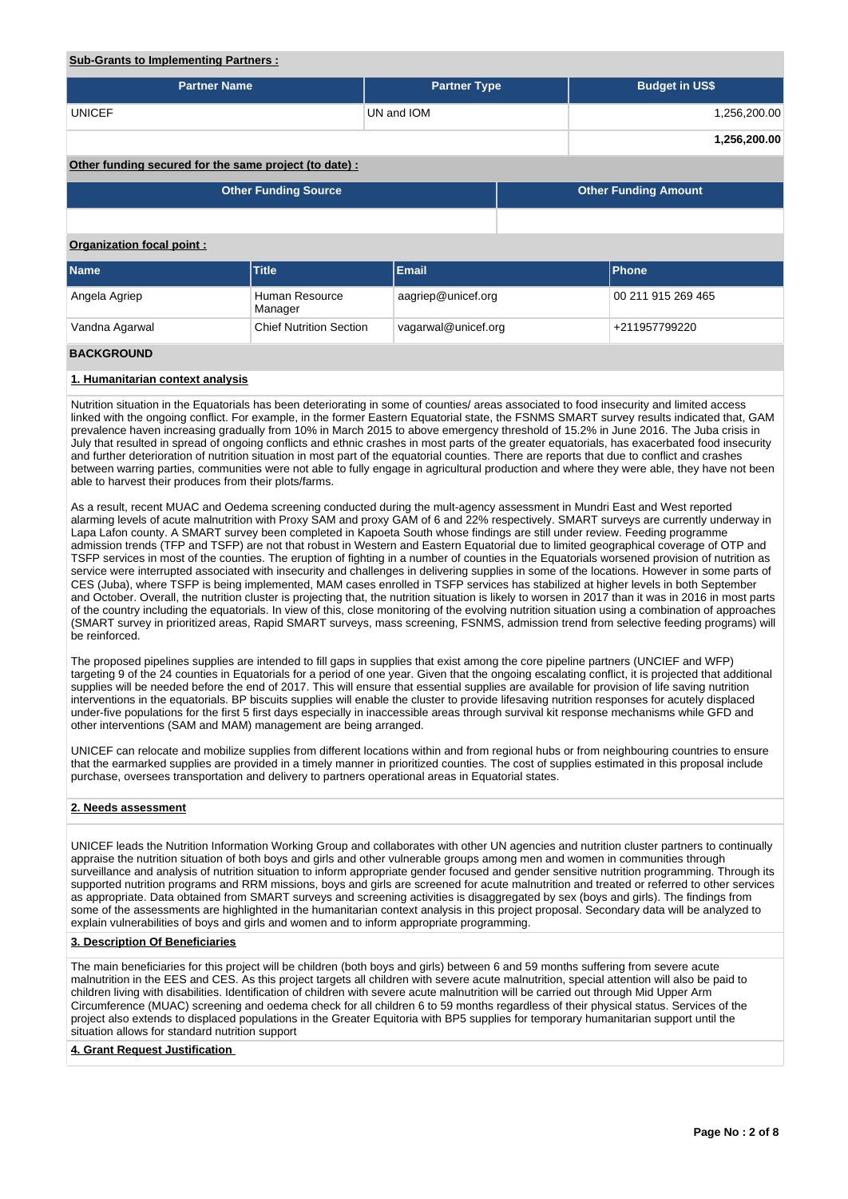**Sub-Grants to Implementing Partners :**

| Partner Name | Partner Type | Budget in US$ |
| --- | --- | --- |
| UNICEF | UN and IOM | 1,256,200.00 |
| | | **1,256,200.00** |

**Other funding secured for the same project (to date) :**

| Other Funding Source | Other Funding Amount |
| --- | --- |
| | |

**Organization focal point :**

| Name | Title | Email | Phone |
| --- | --- | --- | --- |
| Angela Agriep | Human Resource Manager | aagriep@unicef.org | 00 211 915 269 465 |
| Vandna Agarwal | Chief Nutrition Section | vagarwal@unicef.org | +211957799220 |

## BACKGROUND

### 1. Humanitarian context analysis

Nutrition situation in the Equatorials has been deteriorating in some of counties/ areas associated to food insecurity and limited access linked with the ongoing conflict. For example, in the former Eastern Equatorial state, the FSNMS SMART survey results indicated that, GAM prevalence haven increasing gradually from 10% in March 2015 to above emergency threshold of 15.2% in June 2016. The Juba crisis in July that resulted in spread of ongoing conflicts and ethnic crashes in most parts of the greater equatorials, has exacerbated food insecurity and further deterioration of nutrition situation in most part of the equatorial counties. There are reports that due to conflict and crashes between warring parties, communities were not able to fully engage in agricultural production and where they were able, they have not been able to harvest their produces from their plots/farms.

As a result, recent MUAC and Oedema screening conducted during the mult-agency assessment in Mundri East and West reported alarming levels of acute malnutrition with Proxy SAM and proxy GAM of 6 and 22% respectively. SMART surveys are currently underway in Lapa Lafon county. A SMART survey been completed in Kapoeta South whose findings are still under review. Feeding programme admission trends (TFP and TSFP) are not that robust in Western and Eastern Equatorial due to limited geographical coverage of OTP and TSFP services in most of the counties. The eruption of fighting in a number of counties in the Equatorials worsened provision of nutrition as service were interrupted associated with insecurity and challenges in delivering supplies in some of the locations. However in some parts of CES (Juba), where TSFP is being implemented, MAM cases enrolled in TSFP services has stabilized at higher levels in both September and October. Overall, the nutrition cluster is projecting that, the nutrition situation is likely to worsen in 2017 than it was in 2016 in most parts of the country including the equatorials. In view of this, close monitoring of the evolving nutrition situation using a combination of approaches (SMART survey in prioritized areas, Rapid SMART surveys, mass screening, FSNMS, admission trend from selective feeding programs) will be reinforced.

The proposed pipelines supplies are intended to fill gaps in supplies that exist among the core pipeline partners (UNCIEF and WFP) targeting 9 of the 24 counties in Equatorials for a period of one year. Given that the ongoing escalating conflict, it is projected that additional supplies will be needed before the end of 2017. This will ensure that essential supplies are available for provision of life saving nutrition interventions in the equatorials. BP biscuits supplies will enable the cluster to provide lifesaving nutrition responses for acutely displaced under-five populations for the first 5 first days especially in inaccessible areas through survival kit response mechanisms while GFD and other interventions (SAM and MAM) management are being arranged.

UNICEF can relocate and mobilize supplies from different locations within and from regional hubs or from neighbouring countries to ensure that the earmarked supplies are provided in a timely manner in prioritized counties. The cost of supplies estimated in this proposal include purchase, oversees transportation and delivery to partners operational areas in Equatorial states.

### 2. Needs assessment

UNICEF leads the Nutrition Information Working Group and collaborates with other UN agencies and nutrition cluster partners to continually appraise the nutrition situation of both boys and girls and other vulnerable groups among men and women in communities through surveillance and analysis of nutrition situation to inform appropriate gender focused and gender sensitive nutrition programming. Through its supported nutrition programs and RRM missions, boys and girls are screened for acute malnutrition and treated or referred to other services as appropriate. Data obtained from SMART surveys and screening activities is disaggregated by sex (boys and girls). The findings from some of the assessments are highlighted in the humanitarian context analysis in this project proposal. Secondary data will be analyzed to explain vulnerabilities of boys and girls and women and to inform appropriate programming.

### 3. Description Of Beneficiaries

The main beneficiaries for this project will be children (both boys and girls) between 6 and 59 months suffering from severe acute malnutrition in the EES and CES. As this project targets all children with severe acute malnutrition, special attention will also be paid to children living with disabilities. Identification of children with severe acute malnutrition will be carried out through Mid Upper Arm Circumference (MUAC) screening and oedema check for all children 6 to 59 months regardless of their physical status. Services of the project also extends to displaced populations in the Greater Equitoria with BP5 supplies for temporary humanitarian support until the situation allows for standard nutrition support

### 4. Grant Request Justification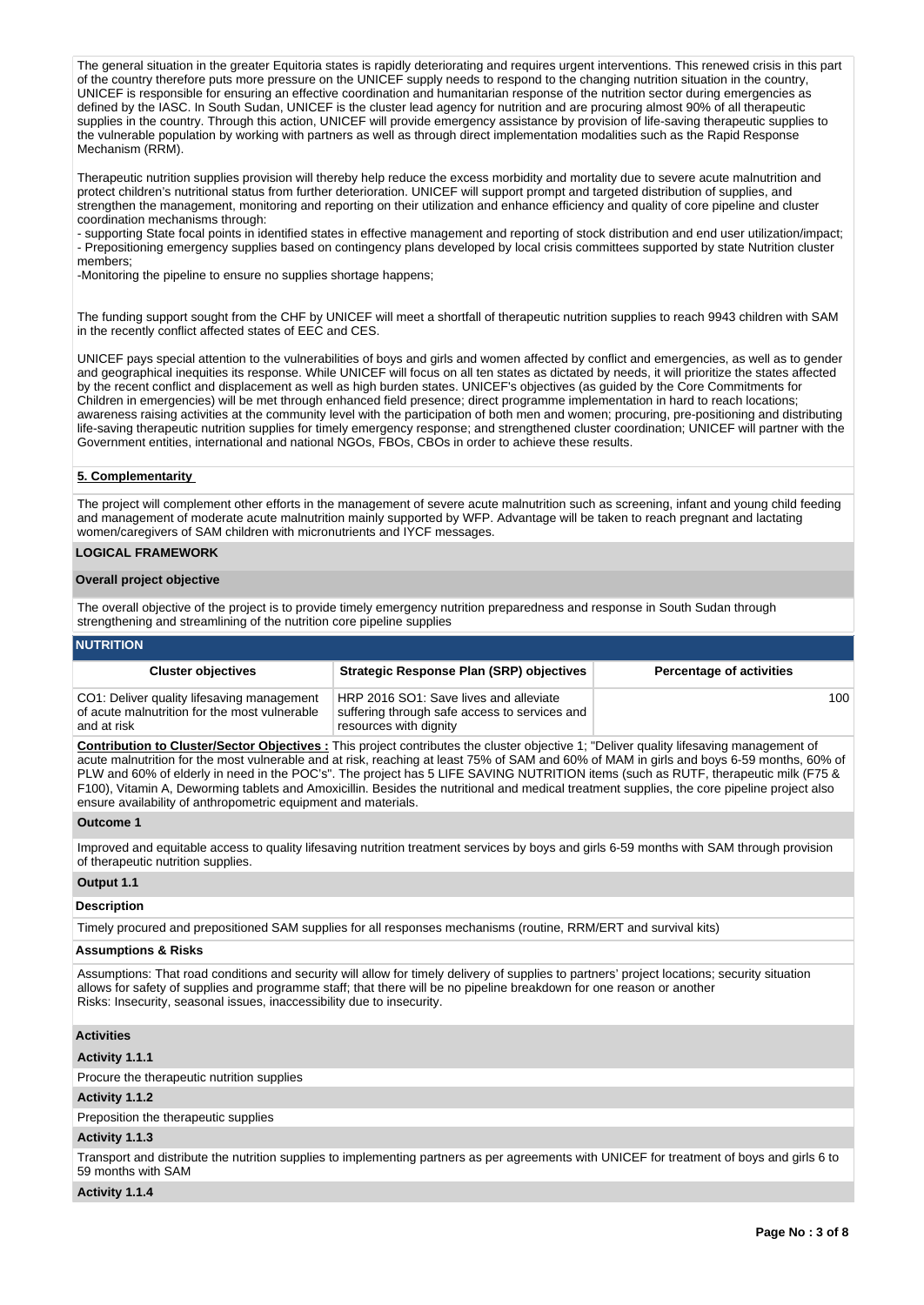The general situation in the greater Equitoria states is rapidly deteriorating and requires urgent interventions. This renewed crisis in this part of the country therefore puts more pressure on the UNICEF supply needs to respond to the changing nutrition situation in the country, UNICEF is responsible for ensuring an effective coordination and humanitarian response of the nutrition sector during emergencies as defined by the IASC. In South Sudan, UNICEF is the cluster lead agency for nutrition and are procuring almost 90% of all therapeutic supplies in the country. Through this action, UNICEF will provide emergency assistance by provision of life-saving therapeutic supplies to the vulnerable population by working with partners as well as through direct implementation modalities such as the Rapid Response Mechanism (RRM).

Therapeutic nutrition supplies provision will thereby help reduce the excess morbidity and mortality due to severe acute malnutrition and protect children's nutritional status from further deterioration. UNICEF will support prompt and targeted distribution of supplies, and strengthen the management, monitoring and reporting on their utilization and enhance efficiency and quality of core pipeline and cluster coordination mechanisms through:

- supporting State focal points in identified states in effective management and reporting of stock distribution and end user utilization/impact;
- Prepositioning emergency supplies based on contingency plans developed by local crisis committees supported by state Nutrition cluster members;
-Monitoring the pipeline to ensure no supplies shortage happens;

The funding support sought from the CHF by UNICEF will meet a shortfall of therapeutic nutrition supplies to reach 9943 children with SAM in the recently conflict affected states of EEC and CES.

UNICEF pays special attention to the vulnerabilities of boys and girls and women affected by conflict and emergencies, as well as to gender and geographical inequities its response. While UNICEF will focus on all ten states as dictated by needs, it will prioritize the states affected by the recent conflict and displacement as well as high burden states. UNICEF's objectives (as guided by the Core Commitments for Children in emergencies) will be met through enhanced field presence; direct programme implementation in hard to reach locations; awareness raising activities at the community level with the participation of both men and women; procuring, pre-positioning and distributing life-saving therapeutic nutrition supplies for timely emergency response; and strengthened cluster coordination; UNICEF will partner with the Government entities, international and national NGOs, FBOs, CBOs in order to achieve these results.

**5. Complementarity**

The project will complement other efforts in the management of severe acute malnutrition such as screening, infant and young child feeding and management of moderate acute malnutrition mainly supported by WFP. Advantage will be taken to reach pregnant and lactating women/caregivers of SAM children with micronutrients and IYCF messages.

**LOGICAL FRAMEWORK**

**Overall project objective**

The overall objective of the project is to provide timely emergency nutrition preparedness and response in South Sudan through strengthening and streamlining of the nutrition core pipeline supplies

**NUTRITION**

| Cluster objectives | Strategic Response Plan (SRP) objectives | Percentage of activities |
|---|---|---|
| CO1: Deliver quality lifesaving management of acute malnutrition for the most vulnerable and at risk | HRP 2016 SO1: Save lives and alleviate suffering through safe access to services and resources with dignity | 100 |

**Contribution to Cluster/Sector Objectives :** This project contributes the cluster objective 1; "Deliver quality lifesaving management of acute malnutrition for the most vulnerable and at risk, reaching at least 75% of SAM and 60% of MAM in girls and boys 6-59 months, 60% of PLW and 60% of elderly in need in the POC's". The project has 5 LIFE SAVING NUTRITION items (such as RUTF, therapeutic milk (F75 & F100), Vitamin A, Deworming tablets and Amoxicillin. Besides the nutritional and medical treatment supplies, the core pipeline project also ensure availability of anthropometric equipment and materials.

**Outcome 1**

Improved and equitable access to quality lifesaving nutrition treatment services by boys and girls 6-59 months with SAM through provision of therapeutic nutrition supplies.

**Output 1.1**

**Description**

Timely procured and prepositioned SAM supplies for all responses mechanisms (routine, RRM/ERT and survival kits)

**Assumptions & Risks**

Assumptions: That road conditions and security will allow for timely delivery of supplies to partners' project locations; security situation allows for safety of supplies and programme staff; that there will be no pipeline breakdown for one reason or another
Risks: Insecurity, seasonal issues, inaccessibility due to insecurity.

**Activities**

**Activity 1.1.1**

Procure the therapeutic nutrition supplies

**Activity 1.1.2**

Preposition the therapeutic supplies

**Activity 1.1.3**

Transport and distribute the nutrition supplies to implementing partners as per agreements with UNICEF for treatment of boys and girls 6 to 59 months with SAM

**Activity 1.1.4**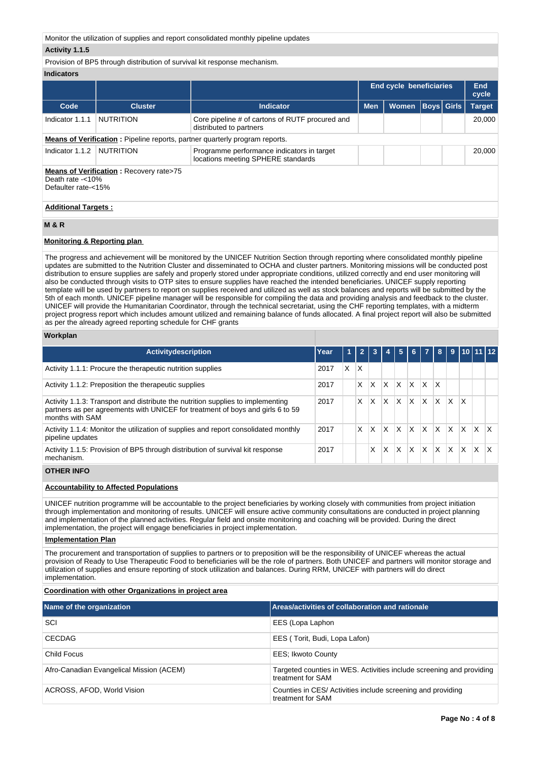Monitor the utilization of supplies and report consolidated monthly pipeline updates

**Activity 1.1.5**

Provision of BP5 through distribution of survival kit response mechanism.

**Indicators**

| | | | End cycle beneficiaries | | | | End cycle |
|---|---|---|---|---|---|---|---|
| **Code** | **Cluster** | **Indicator** | **Men** | **Women** | **Boys** | **Girls** | **Target** |
| Indicator 1.1.1 | NUTRITION | Core pipeline # of cartons of RUTF procured and distributed to partners | | | | | 20,000 |

**Means of Verification :** Pipeline reports, partner quarterly program reports.

| **Code** | **Cluster** | **Indicator** | **Men** | **Women** | **Boys** | **Girls** | **Target** |
|---|---|---|---|---|---|---|---|
| Indicator 1.1.2 | NUTRITION | Programme performance indicators in target locations meeting SPHERE standards | | | | | 20,000 |

**Means of Verification :** Recovery rate>75
Death rate -<10%
Defaulter rate-<15%

**Additional Targets :**

**M & R**

**Monitoring & Reporting plan**

The progress and achievement will be monitored by the UNICEF Nutrition Section through reporting where consolidated monthly pipeline updates are submitted to the Nutrition Cluster and disseminated to OCHA and cluster partners. Monitoring missions will be conducted post distribution to ensure supplies are safely and properly stored under appropriate conditions, utilized correctly and end user monitoring will also be conducted through visits to OTP sites to ensure supplies have reached the intended beneficiaries. UNICEF supply reporting template will be used by partners to report on supplies received and utilized as well as stock balances and reports will be submitted by the 5th of each month. UNICEF pipeline manager will be responsible for compiling the data and providing analysis and feedback to the cluster. UNICEF will provide the Humanitarian Coordinator, through the technical secretariat, using the CHF reporting templates, with a midterm project progress report which includes amount utilized and remaining balance of funds allocated. A final project report will also be submitted as per the already agreed reporting schedule for CHF grants

**Workplan**

| Activitydescription | Year | 1 | 2 | 3 | 4 | 5 | 6 | 7 | 8 | 9 | 10 | 11 | 12 |
|---|---|---|---|---|---|---|---|---|---|---|---|---|---|
| Activity 1.1.1: Procure the therapeutic nutrition supplies | 2017 | X | X | | | | | | | | | | |
| Activity 1.1.2: Preposition the therapeutic supplies | 2017 | | X | X | X | X | X | X | X | | | | |
| Activity 1.1.3: Transport and distribute the nutrition supplies to implementing partners as per agreements with UNICEF for treatment of boys and girls 6 to 59 months with SAM | 2017 | | X | X | X | X | X | X | X | X | X | | |
| Activity 1.1.4: Monitor the utilization of supplies and report consolidated monthly pipeline updates | 2017 | | X | X | X | X | X | X | X | X | X | X | X |
| Activity 1.1.5: Provision of BP5 through distribution of survival kit response mechanism. | 2017 | | | X | X | X | X | X | X | X | X | X | X |

**OTHER INFO**

**Accountability to Affected Populations**

UNICEF nutrition programme will be accountable to the project beneficiaries by working closely with communities from project initiation through implementation and monitoring of results. UNICEF will ensure active community consultations are conducted in project planning and implementation of the planned activities. Regular field and onsite monitoring and coaching will be provided. During the direct implementation, the project will engage beneficiaries in project implementation.

**Implementation Plan**

The procurement and transportation of supplies to partners or to preposition will be the responsibility of UNICEF whereas the actual provision of Ready to Use Therapeutic Food to beneficiaries will be the role of partners. Both UNICEF and partners will monitor storage and utilization of supplies and ensure reporting of stock utilization and balances. During RRM, UNICEF with partners will do direct implementation.

**Coordination with other Organizations in project area**

| Name of the organization | Areas/activities of collaboration and rationale |
|---|---|
| SCI | EES (Lopa Laphon) |
| CECDAG | EES ( Torit, Budi, Lopa Lafon) |
| Child Focus | EES; Ikwoto County |
| Afro-Canadian Evangelical Mission (ACEM) | Targeted counties in WES. Activities include screening and providing treatment for SAM |
| ACROSS, AFOD, World Vision | Counties in CES/ Activities include screening and providing treatment for SAM |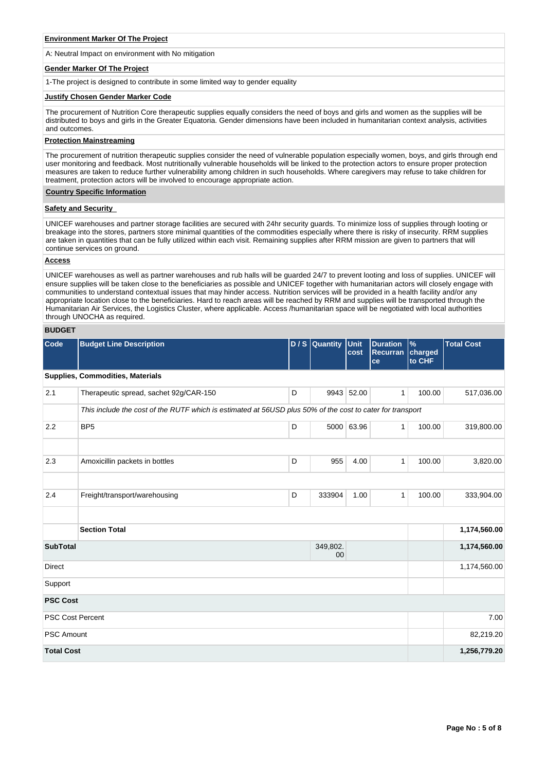**Environment Marker Of The Project**

A: Neutral Impact on environment with No mitigation

**Gender Marker Of The Project**

1-The project is designed to contribute in some limited way to gender equality

**Justify Chosen Gender Marker Code**

The procurement of Nutrition Core therapeutic supplies equally considers the need of boys and girls and women as the supplies will be distributed to boys and girls in the Greater Equatoria. Gender dimensions have been included in humanitarian context analysis, activities and outcomes.

**Protection Mainstreaming**

The procurement of nutrition therapeutic supplies consider the need of vulnerable population especially women, boys, and girls through end user monitoring and feedback. Most nutritionally vulnerable households will be linked to the protection actors to ensure proper protection measures are taken to reduce further vulnerability among children in such households. Where caregivers may refuse to take children for treatment, protection actors will be involved to encourage appropriate action.

**Country Specific Information**

**Safety and Security**

UNICEF warehouses and partner storage facilities are secured with 24hr security guards. To minimize loss of supplies through looting or breakage into the stores, partners store minimal quantities of the commodities especially where there is risky of insecurity. RRM supplies are taken in quantities that can be fully utilized within each visit. Remaining supplies after RRM mission are given to partners that will continue services on ground.

**Access**

UNICEF warehouses as well as partner warehouses and rub halls will be guarded 24/7 to prevent looting and loss of supplies. UNICEF will ensure supplies will be taken close to the beneficiaries as possible and UNICEF together with humanitarian actors will closely engage with communities to understand contextual issues that may hinder access. Nutrition services will be provided in a health facility and/or any appropriate location close to the beneficiaries. Hard to reach areas will be reached by RRM and supplies will be transported through the Humanitarian Air Services, the Logistics Cluster, where applicable. Access /humanitarian space will be negotiated with local authorities through UNOCHA as required.

**BUDGET**

| Code | Budget Line Description | D / S | Quantity | Unit cost | Duration Recurrance | % charged to CHF | Total Cost |
|---|---|---|---|---|---|---|---|
| **Supplies, Commodities, Materials** | | | | | | | |
| 2.1 | Therapeutic spread, sachet 92g/CAR-150 | D | 9943 | 52.00 | 1 | 100.00 | 517,036.00 |
| | *This include the cost of the RUTF which is estimated at 56USD plus 50% of the cost to cater for transport* | | | | | | |
| 2.2 | BP5 | D | 5000 | 63.96 | 1 | 100.00 | 319,800.00 |
| | | | | | | | |
| 2.3 | Amoxicillin packets in bottles | D | 955 | 4.00 | 1 | 100.00 | 3,820.00 |
| | | | | | | | |
| 2.4 | Freight/transport/warehousing | D | 333904 | 1.00 | 1 | 100.00 | 333,904.00 |
| | | | | | | | |
| | **Section Total** | | | | | | **1,174,560.00** |
| **SubTotal** | | | 349,802.00 | | | | **1,174,560.00** |
| Direct | | | | | | | 1,174,560.00 |
| Support | | | | | | | |
| **PSC Cost** | | | | | | | |
| PSC Cost Percent | | | | | | | 7.00 |
| PSC Amount | | | | | | | 82,219.20 |
| **Total Cost** | | | | | | | **1,256,779.20** |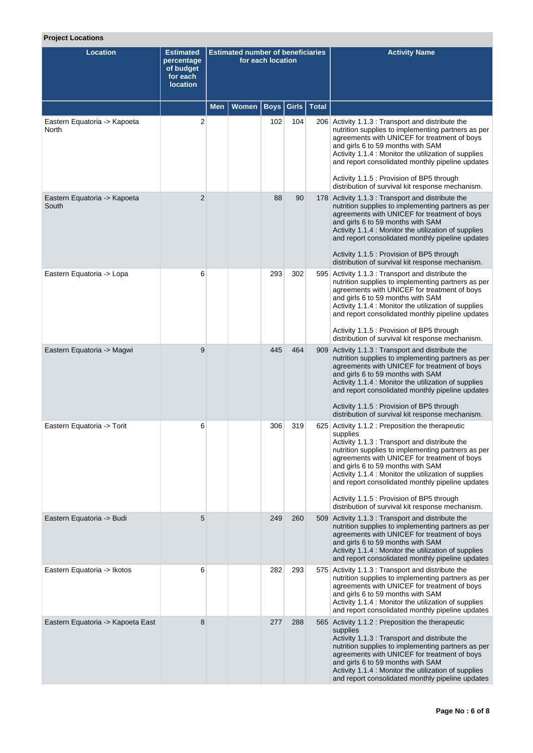**Project Locations**

| Location | Estimated percentage of budget for each location | Estimated number of beneficiaries for each location | | | | | Activity Name |
|---|---|---|---|---|---|---|---|
| | | Men | Women | Boys | Girls | Total | |
| Eastern Equatoria -> Kapoeta North | 2 | | | 102 | 104 | 206 | Activity 1.1.3 : Transport and distribute the nutrition supplies to implementing partners as per agreements with UNICEF for treatment of boys and girls 6 to 59 months with SAM<br>Activity 1.1.4 : Monitor the utilization of supplies and report consolidated monthly pipeline updates<br><br>Activity 1.1.5 : Provision of BP5 through distribution of survival kit response mechanism. |
| Eastern Equatoria -> Kapoeta South | 2 | | | 88 | 90 | 178 | Activity 1.1.3 : Transport and distribute the nutrition supplies to implementing partners as per agreements with UNICEF for treatment of boys and girls 6 to 59 months with SAM<br>Activity 1.1.4 : Monitor the utilization of supplies and report consolidated monthly pipeline updates<br><br>Activity 1.1.5 : Provision of BP5 through distribution of survival kit response mechanism. |
| Eastern Equatoria -> Lopa | 6 | | | 293 | 302 | 595 | Activity 1.1.3 : Transport and distribute the nutrition supplies to implementing partners as per agreements with UNICEF for treatment of boys and girls 6 to 59 months with SAM<br>Activity 1.1.4 : Monitor the utilization of supplies and report consolidated monthly pipeline updates<br><br>Activity 1.1.5 : Provision of BP5 through distribution of survival kit response mechanism. |
| Eastern Equatoria -> Magwi | 9 | | | 445 | 464 | 909 | Activity 1.1.3 : Transport and distribute the nutrition supplies to implementing partners as per agreements with UNICEF for treatment of boys and girls 6 to 59 months with SAM<br>Activity 1.1.4 : Monitor the utilization of supplies and report consolidated monthly pipeline updates<br><br>Activity 1.1.5 : Provision of BP5 through distribution of survival kit response mechanism. |
| Eastern Equatoria -> Torit | 6 | | | 306 | 319 | 625 | Activity 1.1.2 : Preposition the therapeutic supplies<br>Activity 1.1.3 : Transport and distribute the nutrition supplies to implementing partners as per agreements with UNICEF for treatment of boys and girls 6 to 59 months with SAM<br>Activity 1.1.4 : Monitor the utilization of supplies and report consolidated monthly pipeline updates<br><br>Activity 1.1.5 : Provision of BP5 through distribution of survival kit response mechanism. |
| Eastern Equatoria -> Budi | 5 | | | 249 | 260 | 509 | Activity 1.1.3 : Transport and distribute the nutrition supplies to implementing partners as per agreements with UNICEF for treatment of boys and girls 6 to 59 months with SAM<br>Activity 1.1.4 : Monitor the utilization of supplies and report consolidated monthly pipeline updates |
| Eastern Equatoria -> Ikotos | 6 | | | 282 | 293 | 575 | Activity 1.1.3 : Transport and distribute the nutrition supplies to implementing partners as per agreements with UNICEF for treatment of boys and girls 6 to 59 months with SAM<br>Activity 1.1.4 : Monitor the utilization of supplies and report consolidated monthly pipeline updates |
| Eastern Equatoria -> Kapoeta East | 8 | | | 277 | 288 | 565 | Activity 1.1.2 : Preposition the therapeutic supplies<br>Activity 1.1.3 : Transport and distribute the nutrition supplies to implementing partners as per agreements with UNICEF for treatment of boys and girls 6 to 59 months with SAM<br>Activity 1.1.4 : Monitor the utilization of supplies and report consolidated monthly pipeline updates |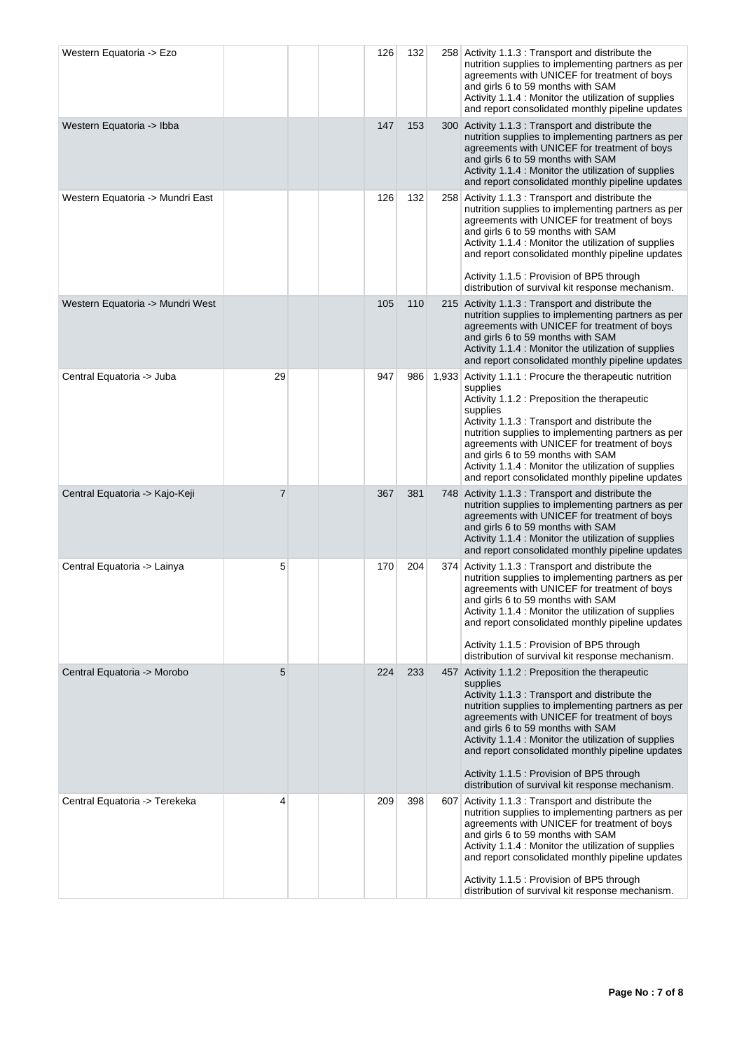| | | | | | | | |
|---|---|---|---|---|---|---|---|
| Western Equatoria -> Ezo | | | | 126 | 132 | 258 | Activity 1.1.3 : Transport and distribute the nutrition supplies to implementing partners as per agreements with UNICEF for treatment of boys and girls 6 to 59 months with SAM<br>Activity 1.1.4 : Monitor the utilization of supplies and report consolidated monthly pipeline updates |
| Western Equatoria -> Ibba | | | | 147 | 153 | 300 | Activity 1.1.3 : Transport and distribute the nutrition supplies to implementing partners as per agreements with UNICEF for treatment of boys and girls 6 to 59 months with SAM<br>Activity 1.1.4 : Monitor the utilization of supplies and report consolidated monthly pipeline updates |
| Western Equatoria -> Mundri East | | | | 126 | 132 | 258 | Activity 1.1.3 : Transport and distribute the nutrition supplies to implementing partners as per agreements with UNICEF for treatment of boys and girls 6 to 59 months with SAM<br>Activity 1.1.4 : Monitor the utilization of supplies and report consolidated monthly pipeline updates<br><br>Activity 1.1.5 : Provision of BP5 through distribution of survival kit response mechanism. |
| Western Equatoria -> Mundri West | | | | 105 | 110 | 215 | Activity 1.1.3 : Transport and distribute the nutrition supplies to implementing partners as per agreements with UNICEF for treatment of boys and girls 6 to 59 months with SAM<br>Activity 1.1.4 : Monitor the utilization of supplies and report consolidated monthly pipeline updates |
| Central Equatoria -> Juba | 29 | | | 947 | 986 | 1,933 | Activity 1.1.1 : Procure the therapeutic nutrition supplies<br>Activity 1.1.2 : Preposition the therapeutic supplies<br>Activity 1.1.3 : Transport and distribute the nutrition supplies to implementing partners as per agreements with UNICEF for treatment of boys and girls 6 to 59 months with SAM<br>Activity 1.1.4 : Monitor the utilization of supplies and report consolidated monthly pipeline updates |
| Central Equatoria -> Kajo-Keji | 7 | | | 367 | 381 | 748 | Activity 1.1.3 : Transport and distribute the nutrition supplies to implementing partners as per agreements with UNICEF for treatment of boys and girls 6 to 59 months with SAM<br>Activity 1.1.4 : Monitor the utilization of supplies and report consolidated monthly pipeline updates |
| Central Equatoria -> Lainya | 5 | | | 170 | 204 | 374 | Activity 1.1.3 : Transport and distribute the nutrition supplies to implementing partners as per agreements with UNICEF for treatment of boys and girls 6 to 59 months with SAM<br>Activity 1.1.4 : Monitor the utilization of supplies and report consolidated monthly pipeline updates<br><br>Activity 1.1.5 : Provision of BP5 through distribution of survival kit response mechanism. |
| Central Equatoria -> Morobo | 5 | | | 224 | 233 | 457 | Activity 1.1.2 : Preposition the therapeutic supplies<br>Activity 1.1.3 : Transport and distribute the nutrition supplies to implementing partners as per agreements with UNICEF for treatment of boys and girls 6 to 59 months with SAM<br>Activity 1.1.4 : Monitor the utilization of supplies and report consolidated monthly pipeline updates<br><br>Activity 1.1.5 : Provision of BP5 through distribution of survival kit response mechanism. |
| Central Equatoria -> Terekeka | 4 | | | 209 | 398 | 607 | Activity 1.1.3 : Transport and distribute the nutrition supplies to implementing partners as per agreements with UNICEF for treatment of boys and girls 6 to 59 months with SAM<br>Activity 1.1.4 : Monitor the utilization of supplies and report consolidated monthly pipeline updates<br><br>Activity 1.1.5 : Provision of BP5 through distribution of survival kit response mechanism. |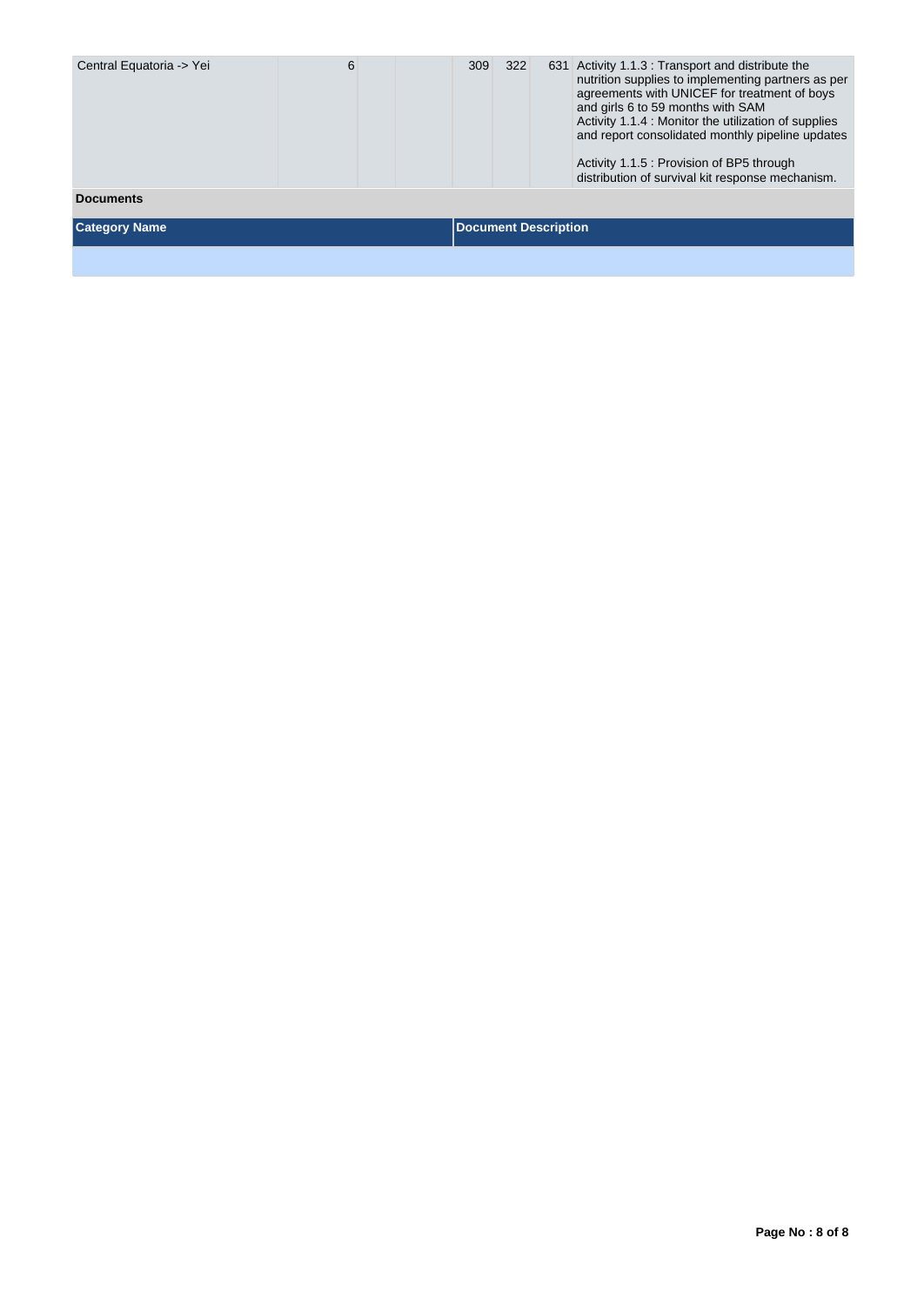| | | | | | | | |
|---|---|---|---|---|---|---|---|
| Central Equatoria -> Yei | 6 | | | 309 | 322 | 631 | Activity 1.1.3 : Transport and distribute the nutrition supplies to implementing partners as per agreements with UNICEF for treatment of boys and girls 6 to 59 months with SAM<br>Activity 1.1.4 : Monitor the utilization of supplies and report consolidated monthly pipeline updates<br><br>Activity 1.1.5 : Provision of BP5 through distribution of survival kit response mechanism. |

**Documents**

| Category Name | Document Description |
|---|---|
| | |